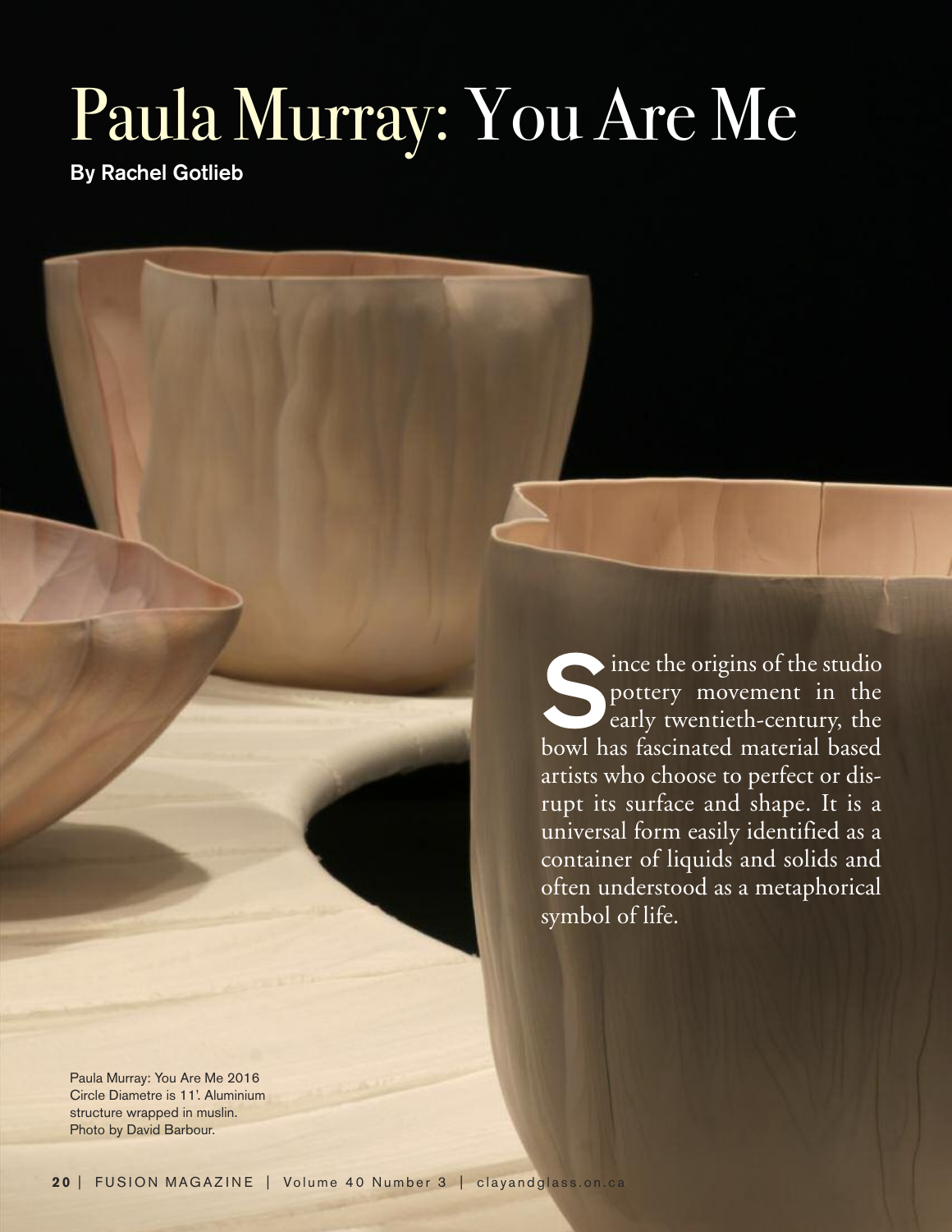# Paula Murray: You Are Me

**By Rachel Gotlieb**

Since the origins of the studio pottery movement in the early twentieth-century, the bowl has fascinated material based artists who choose to perfect or disrupt its surface and shape. It is a universal form easily identified as a container of liquids and solids and often understood as a metaphorical symbol of life.

Paula Murray: You Are Me 2016 Circle Diametre is 11'. Aluminium structure wrapped in muslin. Photo by David Barbour.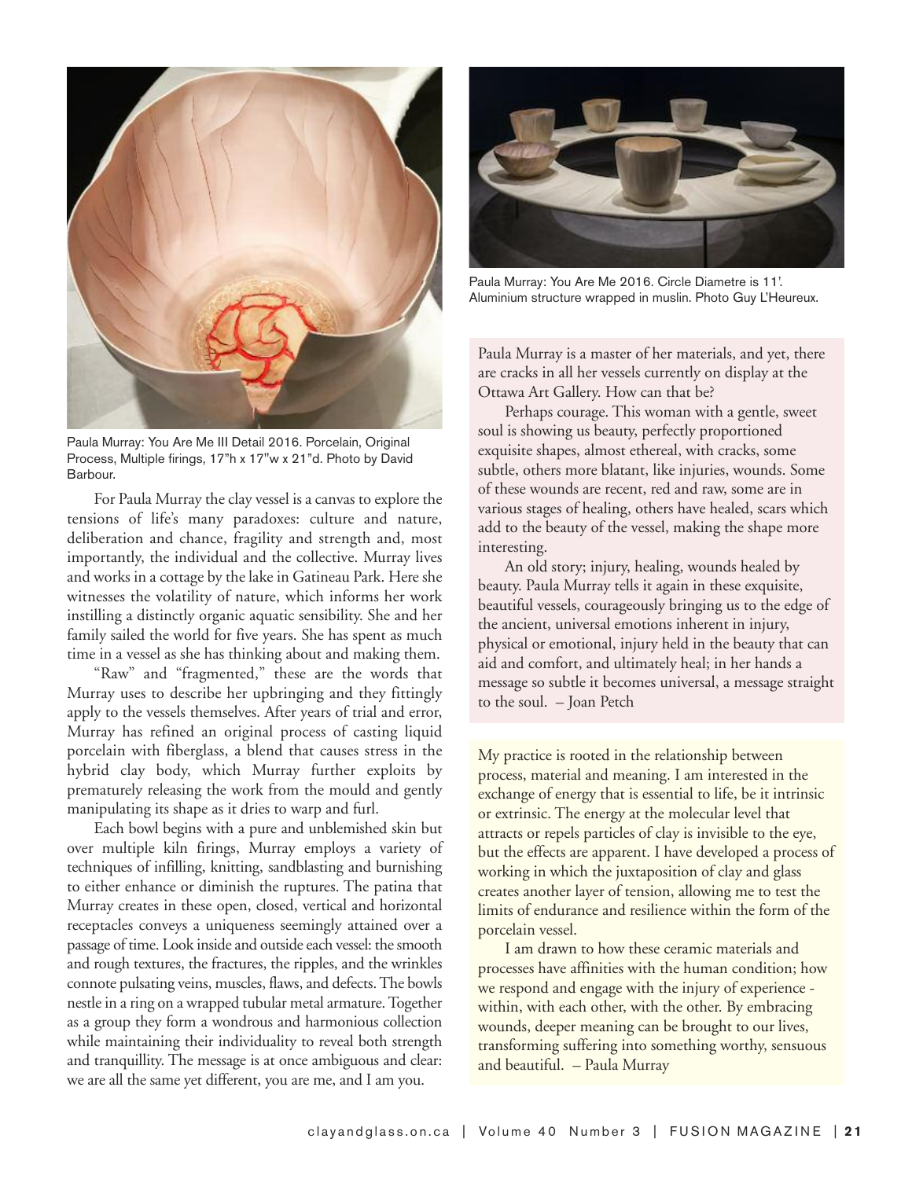Paula Murray: You Are Me III Detail 2016. Porcelain, Original Process, Multiple firings, 17"h x 17"w x 21"d. Photo by David Barbour.

Paula Murray: You Are Me 2016. Circle Diametre is 11'. Aluminium structure wrapped in muslin. Photo Guy L'Heureux.

For Paula Murray the clay vessel is a canvas to explore the tensions of life's many paradoxes: culture and nature, deliberation and chance, fragility and strength and, most importantly, the individual and the collective. Murray lives and works in a cottage by the lake in Gatineau Park. Here she witnesses the volatility of nature, which informs her work instilling a distinctly organic aquatic sensibility. She and her family sailed the world for five years. She has spent as much time in a vessel as she has thinking about and making them.

"Raw" and "fragmented," these are the words that Murray uses to describe her upbringing and they fittingly apply to the vessels themselves. After years of trial and error, Murray has refined an original process of casting liquid porcelain with fiberglass, a blend that causes stress in the hybrid clay body, which Murray further exploits by prematurely releasing the work from the mould and gently manipulating its shape as it dries to warp and furl.

Each bowl begins with a pure and unblemished skin but over multiple kiln firings, Murray employs a variety of techniques of infilling, knitting, sandblasting and burnishing to either enhance or diminish the ruptures. The patina that Murray creates in these open, closed, vertical and horizontal receptacles conveys a uniqueness seemingly attained over a passage of time. Look inside and outside each vessel: the smooth and rough textures, the fractures, the ripples, and the wrinkles connote pulsating veins, muscles, flaws, and defects. The bowls nestle in a ring on a wrapped tubular metal armature. Together as a group they form a wondrous and harmonious collection while maintaining their individuality to reveal both strength and tranquillity. The message is at once ambiguous and clear: we are all the same yet different, you are me, and I am you.

Paula Murray is a master of her materials, and yet, there are cracks in all her vessels currently on display at the Ottawa Art Gallery. How can that be?

Perhaps courage. This woman with a gentle, sweet soul is showing us beauty, perfectly proportioned exquisite shapes, almost ethereal, with cracks, some subtle, others more blatant, like injuries, wounds. Some of these wounds are recent, red and raw, some are in various stages of healing, others have healed, scars which add to the beauty of the vessel, making the shape more interesting.

An old story; injury, healing, wounds healed by beauty. Paula Murray tells it again in these exquisite, beautiful vessels, courageously bringing us to the edge of the ancient, universal emotions inherent in injury, physical or emotional, injury held in the beauty that can aid and comfort, and ultimately heal; in her hands a message so subtle it becomes universal, a message straight to the soul. – Joan Petch

My practice is rooted in the relationship between process, material and meaning. I am interested in the exchange of energy that is essential to life, be it intrinsic or extrinsic. The energy at the molecular level that attracts or repels particles of clay is invisible to the eye, but the effects are apparent. I have developed a process of working in which the juxtaposition of clay and glass creates another layer of tension, allowing me to test the limits of endurance and resilience within the form of the porcelain vessel.

I am drawn to how these ceramic materials and processes have affinities with the human condition; how we respond and engage with the injury of experience - within, with each other, with the other. By embracing wounds, deeper meaning can be brought to our lives, transforming suffering into something worthy, sensuous and beautiful. – Paula Murray